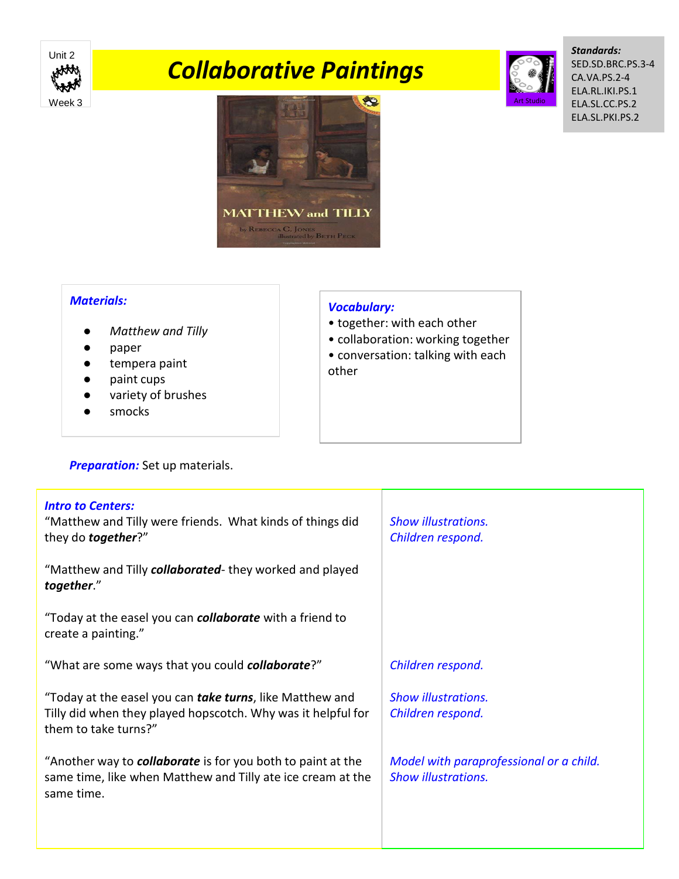Unit 2

Week 3

# Collaborative Paintings

Art Studio

***Standards:***
SED.SD.BRC.PS.3-4
CA.VA.PS.2-4
ELA.RL.IKI.PS.1
ELA.SL.CC.PS.2
ELA.SL.PKI.PS.2

MATTHEW and TILLY
by Rebecca C. Jones
illustrated by Beth Peck

***Materials:***

- *Matthew and Tilly*
- paper
- tempera paint
- paint cups
- variety of brushes
- smocks

***Vocabulary:***
- together: with each other
- collaboration: working together
- conversation: talking with each other

***Preparation:*** Set up materials.

| ***Intro to Centers:*** | |
|---|---|
| "Matthew and Tilly were friends. What kinds of things did they do ***together***?" | *Show illustrations.* *Children respond.* |
| "Matthew and Tilly ***collaborated***- they worked and played ***together***." | |
| "Today at the easel you can ***collaborate*** with a friend to create a painting." | |
| "What are some ways that you could ***collaborate***?" | *Children respond.* |
| "Today at the easel you can ***take turns***, like Matthew and Tilly did when they played hopscotch. Why was it helpful for them to take turns?" | *Show illustrations.* *Children respond.* |
| "Another way to ***collaborate*** is for you both to paint at the same time, like when Matthew and Tilly ate ice cream at the same time. | *Model with paraprofessional or a child.* *Show illustrations.* |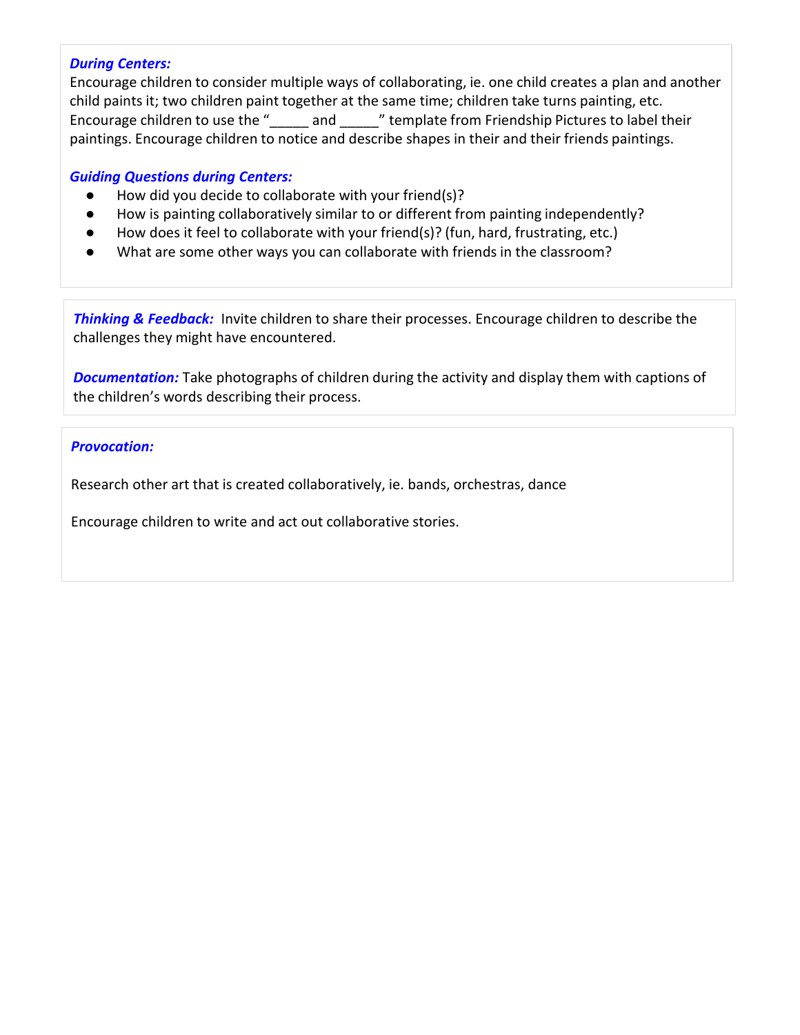***During Centers:***
Encourage children to consider multiple ways of collaborating, ie. one child creates a plan and another child paints it; two children paint together at the same time; children take turns painting, etc. Encourage children to use the "_____ and _____" template from Friendship Pictures to label their paintings. Encourage children to notice and describe shapes in their and their friends paintings.

***Guiding Questions during Centers:***

- How did you decide to collaborate with your friend(s)?
- How is painting collaboratively similar to or different from painting independently?
- How does it feel to collaborate with your friend(s)? (fun, hard, frustrating, etc.)
- What are some other ways you can collaborate with friends in the classroom?

***Thinking & Feedback:*** Invite children to share their processes. Encourage children to describe the challenges they might have encountered.

***Documentation:*** Take photographs of children during the activity and display them with captions of the children's words describing their process.

***Provocation:***

Research other art that is created collaboratively, ie. bands, orchestras, dance

Encourage children to write and act out collaborative stories.